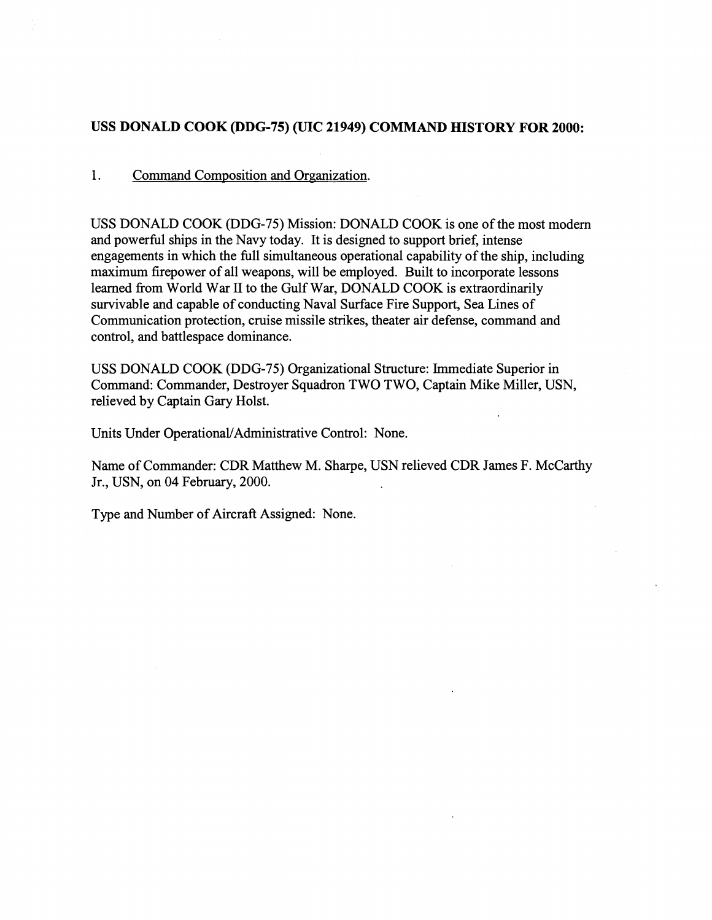## USS DONALD COOK (DDG-75) (UIC 21949) COMMAND HISTORY FOR 2000:

1. Command Composition and Organization.

USS DONALD COOK (DDG-75) Mission: DONALD COOK is one of the most modern and powerful ships in the Navy today. It is designed to support brief, intense engagements in which the full simultaneous operational capability of the ship, including maximum firepower of all weapons, will be employed. Built to incorporate lessons learned from World War II to the Gulf War, DONALD COOK is extraordinarily survivable and capable of conducting Naval Surface Fire Support, Sea Lines of Communication protection, cruise missile strikes, theater air defense, command and control, and battlespace dominance.

USS DONALD COOK (DDG-75) Organizational Structure: Immediate Superior in Command: Commander, Destroyer Squadron TWO TWO, Captain Mike Miller, USN, relieved by Captain Gary Holst.

Units Under Operational/Administrative Control: None.

Name of Commander: CDR Matthew M. Sharpe, USN relieved CDR James F. McCarthy Jr., USN, on 04 February, 2000.

Type and Number of Aircraft Assigned: None.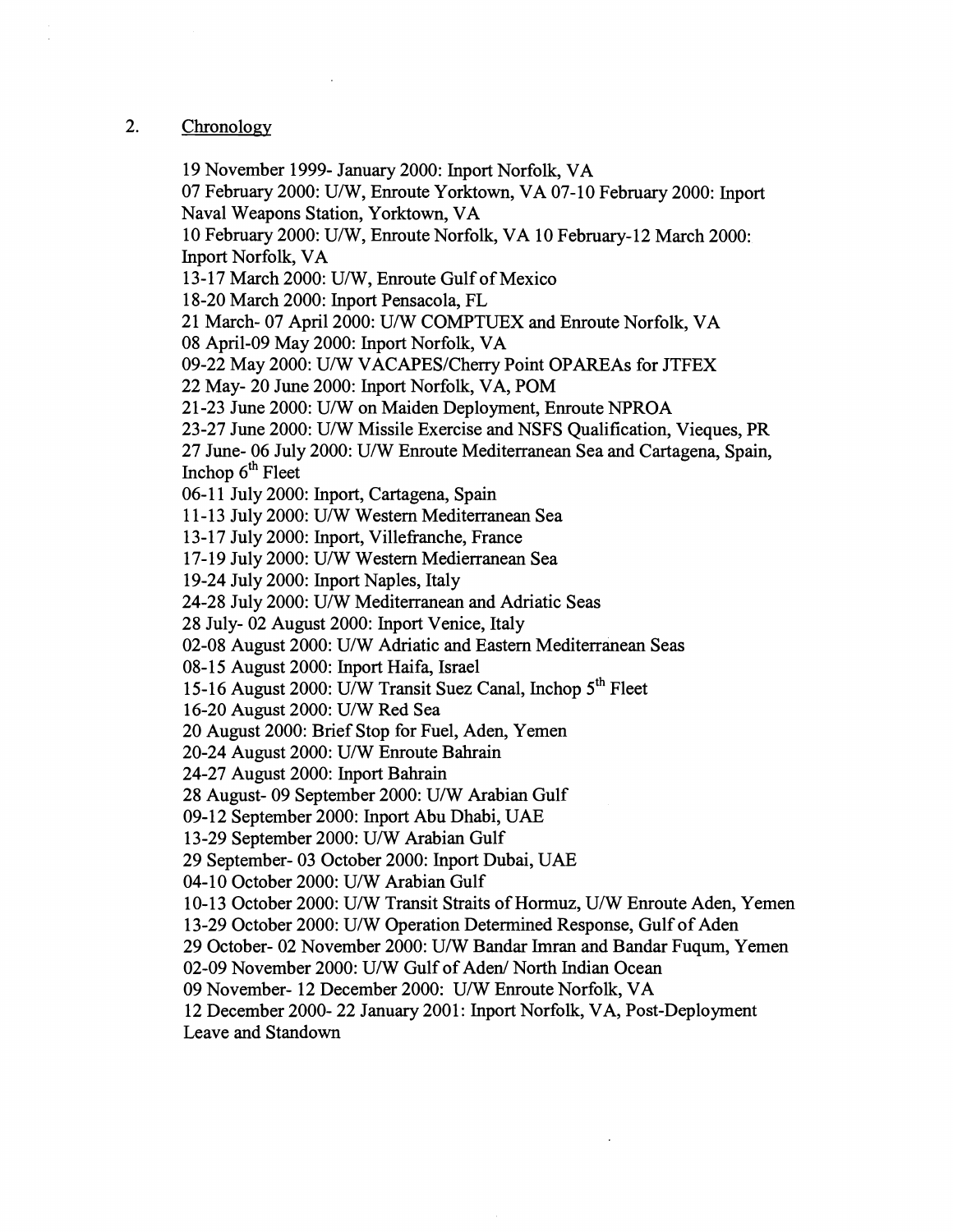## 2. Chronology

19 November 1999- January 2000: Inport Norfolk, VA
07 February 2000: U/W, Enroute Yorktown, VA 07-10 February 2000: Inport Naval Weapons Station, Yorktown, VA
10 February 2000: U/W, Enroute Norfolk, VA 10 February-12 March 2000: Inport Norfolk, VA
13-17 March 2000: U/W, Enroute Gulf of Mexico
18-20 March 2000: Inport Pensacola, FL
21 March- 07 April 2000: U/W COMPTUEX and Enroute Norfolk, VA
08 April-09 May 2000: Inport Norfolk, VA
09-22 May 2000: U/W VACAPES/Cherry Point OPAREAs for JTFEX
22 May- 20 June 2000: Inport Norfolk, VA, POM
21-23 June 2000: U/W on Maiden Deployment, Enroute NPROA
23-27 June 2000: U/W Missile Exercise and NSFS Qualification, Vieques, PR
27 June- 06 July 2000: U/W Enroute Mediterranean Sea and Cartagena, Spain, Inchop 6th Fleet
06-11 July 2000: Inport, Cartagena, Spain
11-13 July 2000: U/W Western Mediterranean Sea
13-17 July 2000: Inport, Villefranche, France
17-19 July 2000: U/W Western Medierranean Sea
19-24 July 2000: Inport Naples, Italy
24-28 July 2000: U/W Mediterranean and Adriatic Seas
28 July- 02 August 2000: Inport Venice, Italy
02-08 August 2000: U/W Adriatic and Eastern Mediterranean Seas
08-15 August 2000: Inport Haifa, Israel
15-16 August 2000: U/W Transit Suez Canal, Inchop 5th Fleet
16-20 August 2000: U/W Red Sea
20 August 2000: Brief Stop for Fuel, Aden, Yemen
20-24 August 2000: U/W Enroute Bahrain
24-27 August 2000: Inport Bahrain
28 August- 09 September 2000: U/W Arabian Gulf
09-12 September 2000: Inport Abu Dhabi, UAE
13-29 September 2000: U/W Arabian Gulf
29 September- 03 October 2000: Inport Dubai, UAE
04-10 October 2000: U/W Arabian Gulf
10-13 October 2000: U/W Transit Straits of Hormuz, U/W Enroute Aden, Yemen
13-29 October 2000: U/W Operation Determined Response, Gulf of Aden
29 October- 02 November 2000: U/W Bandar Imran and Bandar Fuqum, Yemen
02-09 November 2000: U/W Gulf of Aden/ North Indian Ocean
09 November- 12 December 2000: U/W Enroute Norfolk, VA
12 December 2000- 22 January 2001: Inport Norfolk, VA, Post-Deployment Leave and Standown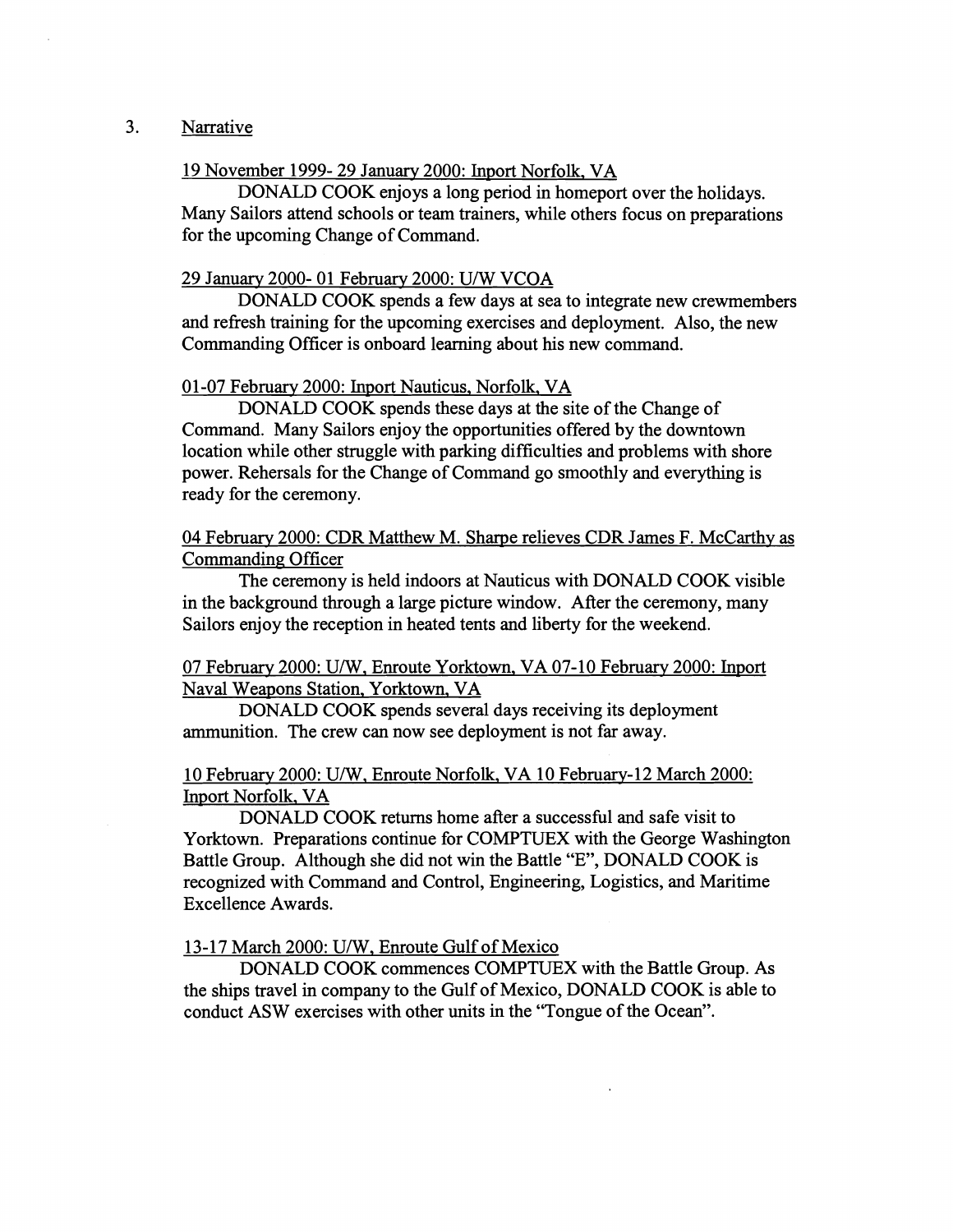3. Narrative

19 November 1999- 29 January 2000: Inport Norfolk, VA

DONALD COOK enjoys a long period in homeport over the holidays. Many Sailors attend schools or team trainers, while others focus on preparations for the upcoming Change of Command.

29 January 2000- 01 February 2000: U/W VCOA

DONALD COOK spends a few days at sea to integrate new crewmembers and refresh training for the upcoming exercises and deployment. Also, the new Commanding Officer is onboard learning about his new command.

01-07 February 2000: Inport Nauticus, Norfolk, VA

DONALD COOK spends these days at the site of the Change of Command. Many Sailors enjoy the opportunities offered by the downtown location while other struggle with parking difficulties and problems with shore power. Rehersals for the Change of Command go smoothly and everything is ready for the ceremony.

04 February 2000: CDR Matthew M. Sharpe relieves CDR James F. McCarthy as Commanding Officer

The ceremony is held indoors at Nauticus with DONALD COOK visible in the background through a large picture window. After the ceremony, many Sailors enjoy the reception in heated tents and liberty for the weekend.

07 February 2000: U/W, Enroute Yorktown, VA 07-10 February 2000: Inport Naval Weapons Station, Yorktown, VA

DONALD COOK spends several days receiving its deployment ammunition. The crew can now see deployment is not far away.

10 February 2000: U/W, Enroute Norfolk, VA 10 February-12 March 2000: Inport Norfolk, VA

DONALD COOK returns home after a successful and safe visit to Yorktown. Preparations continue for COMPTUEX with the George Washington Battle Group. Although she did not win the Battle "E", DONALD COOK is recognized with Command and Control, Engineering, Logistics, and Maritime Excellence Awards.

13-17 March 2000: U/W, Enroute Gulf of Mexico

DONALD COOK commences COMPTUEX with the Battle Group. As the ships travel in company to the Gulf of Mexico, DONALD COOK is able to conduct ASW exercises with other units in the "Tongue of the Ocean".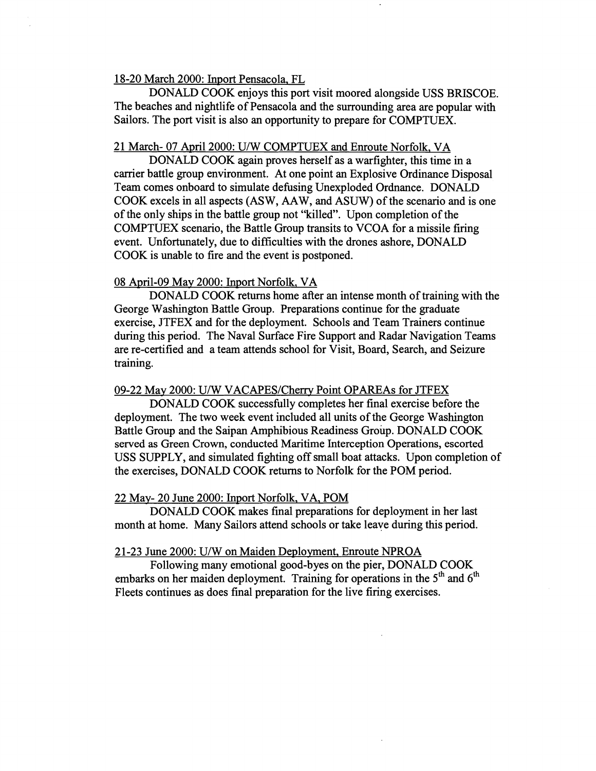18-20 March 2000: Inport Pensacola, FL

DONALD COOK enjoys this port visit moored alongside USS BRISCOE. The beaches and nightlife of Pensacola and the surrounding area are popular with Sailors. The port visit is also an opportunity to prepare for COMPTUEX.

21 March- 07 April 2000: U/W COMPTUEX and Enroute Norfolk, VA

DONALD COOK again proves herself as a warfighter, this time in a carrier battle group environment. At one point an Explosive Ordinance Disposal Team comes onboard to simulate defusing Unexploded Ordnance. DONALD COOK excels in all aspects (ASW, AAW, and ASUW) of the scenario and is one of the only ships in the battle group not "killed". Upon completion of the COMPTUEX scenario, the Battle Group transits to VCOA for a missile firing event. Unfortunately, due to difficulties with the drones ashore, DONALD COOK is unable to fire and the event is postponed.

08 April-09 May 2000: Inport Norfolk, VA

DONALD COOK returns home after an intense month of training with the George Washington Battle Group. Preparations continue for the graduate exercise, JTFEX and for the deployment. Schools and Team Trainers continue during this period. The Naval Surface Fire Support and Radar Navigation Teams are re-certified and a team attends school for Visit, Board, Search, and Seizure training.

09-22 May 2000: U/W VACAPES/Cherry Point OPAREAs for JTFEX

DONALD COOK successfully completes her final exercise before the deployment. The two week event included all units of the George Washington Battle Group and the Saipan Amphibious Readiness Group. DONALD COOK served as Green Crown, conducted Maritime Interception Operations, escorted USS SUPPLY, and simulated fighting off small boat attacks. Upon completion of the exercises, DONALD COOK returns to Norfolk for the POM period.

22 May- 20 June 2000: Inport Norfolk, VA, POM

DONALD COOK makes final preparations for deployment in her last month at home. Many Sailors attend schools or take leave during this period.

21-23 June 2000: U/W on Maiden Deployment, Enroute NPROA

Following many emotional good-byes on the pier, DONALD COOK embarks on her maiden deployment. Training for operations in the 5th and 6th Fleets continues as does final preparation for the live firing exercises.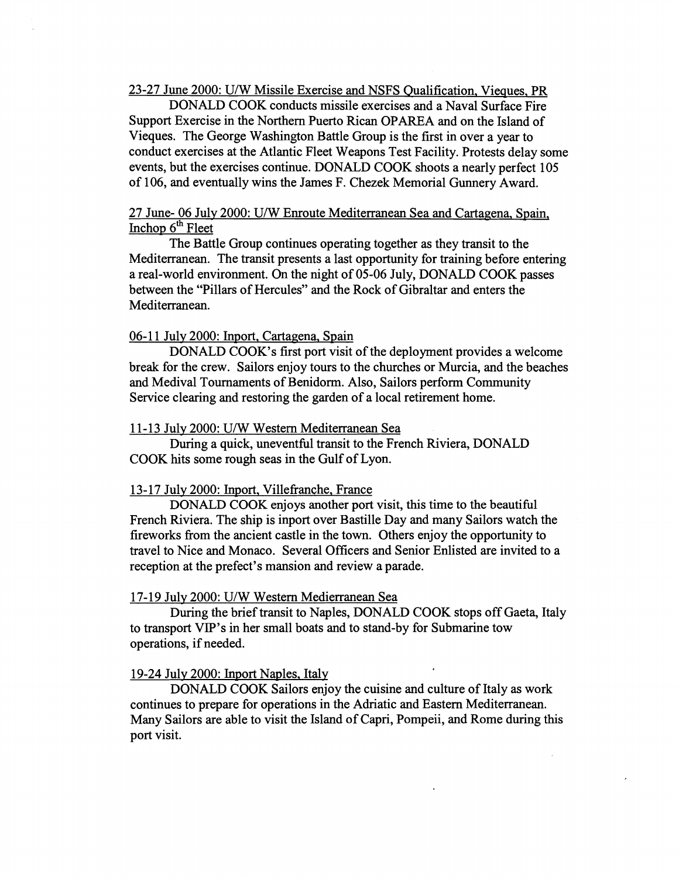23-27 June 2000: U/W Missile Exercise and NSFS Qualification, Vieques, PR

DONALD COOK conducts missile exercises and a Naval Surface Fire Support Exercise in the Northern Puerto Rican OPAREA and on the Island of Vieques. The George Washington Battle Group is the first in over a year to conduct exercises at the Atlantic Fleet Weapons Test Facility. Protests delay some events, but the exercises continue. DONALD COOK shoots a nearly perfect 105 of 106, and eventually wins the James F. Chezek Memorial Gunnery Award.

27 June- 06 July 2000: U/W Enroute Mediterranean Sea and Cartagena, Spain, Inchop 6th Fleet

The Battle Group continues operating together as they transit to the Mediterranean. The transit presents a last opportunity for training before entering a real-world environment. On the night of 05-06 July, DONALD COOK passes between the "Pillars of Hercules" and the Rock of Gibraltar and enters the Mediterranean.

06-11 July 2000: Inport, Cartagena, Spain

DONALD COOK's first port visit of the deployment provides a welcome break for the crew. Sailors enjoy tours to the churches or Murcia, and the beaches and Medival Tournaments of Benidorm. Also, Sailors perform Community Service clearing and restoring the garden of a local retirement home.

11-13 July 2000: U/W Western Mediterranean Sea

During a quick, uneventful transit to the French Riviera, DONALD COOK hits some rough seas in the Gulf of Lyon.

13-17 July 2000: Inport, Villefranche, France

DONALD COOK enjoys another port visit, this time to the beautiful French Riviera. The ship is inport over Bastille Day and many Sailors watch the fireworks from the ancient castle in the town. Others enjoy the opportunity to travel to Nice and Monaco. Several Officers and Senior Enlisted are invited to a reception at the prefect's mansion and review a parade.

17-19 July 2000: U/W Western Medierranean Sea

During the brief transit to Naples, DONALD COOK stops off Gaeta, Italy to transport VIP's in her small boats and to stand-by for Submarine tow operations, if needed.

19-24 July 2000: Inport Naples, Italy

DONALD COOK Sailors enjoy the cuisine and culture of Italy as work continues to prepare for operations in the Adriatic and Eastern Mediterranean. Many Sailors are able to visit the Island of Capri, Pompeii, and Rome during this port visit.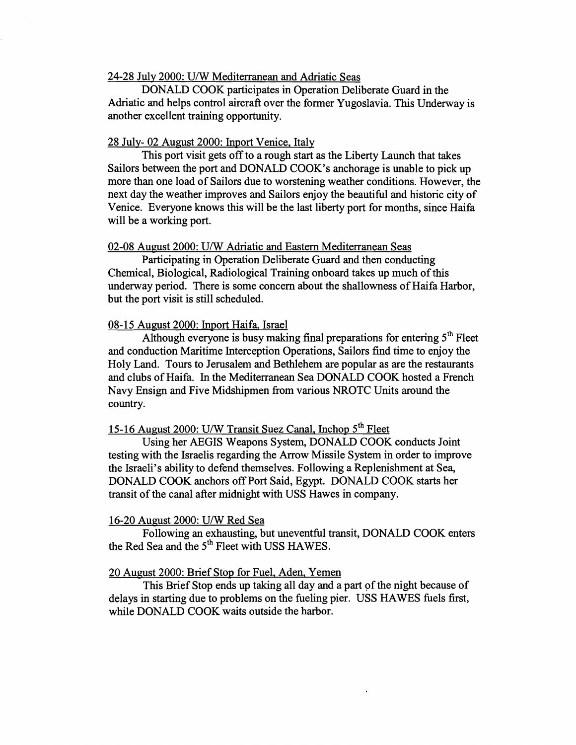24-28 July 2000: U/W Mediterranean and Adriatic Seas

DONALD COOK participates in Operation Deliberate Guard in the Adriatic and helps control aircraft over the former Yugoslavia. This Underway is another excellent training opportunity.

28 July- 02 August 2000: Inport Venice, Italy

This port visit gets off to a rough start as the Liberty Launch that takes Sailors between the port and DONALD COOK's anchorage is unable to pick up more than one load of Sailors due to worstening weather conditions. However, the next day the weather improves and Sailors enjoy the beautiful and historic city of Venice. Everyone knows this will be the last liberty port for months, since Haifa will be a working port.

02-08 August 2000: U/W Adriatic and Eastern Mediterranean Seas

Participating in Operation Deliberate Guard and then conducting Chemical, Biological, Radiological Training onboard takes up much of this underway period. There is some concern about the shallowness of Haifa Harbor, but the port visit is still scheduled.

08-15 August 2000: Inport Haifa, Israel

Although everyone is busy making final preparations for entering 5th Fleet and conduction Maritime Interception Operations, Sailors find time to enjoy the Holy Land. Tours to Jerusalem and Bethlehem are popular as are the restaurants and clubs of Haifa. In the Mediterranean Sea DONALD COOK hosted a French Navy Ensign and Five Midshipmen from various NROTC Units around the country.

15-16 August 2000: U/W Transit Suez Canal, Inchop 5th Fleet

Using her AEGIS Weapons System, DONALD COOK conducts Joint testing with the Israelis regarding the Arrow Missile System in order to improve the Israeli's ability to defend themselves. Following a Replenishment at Sea, DONALD COOK anchors off Port Said, Egypt. DONALD COOK starts her transit of the canal after midnight with USS Hawes in company.

16-20 August 2000: U/W Red Sea

Following an exhausting, but uneventful transit, DONALD COOK enters the Red Sea and the 5th Fleet with USS HAWES.

20 August 2000: Brief Stop for Fuel, Aden, Yemen

This Brief Stop ends up taking all day and a part of the night because of delays in starting due to problems on the fueling pier. USS HAWES fuels first, while DONALD COOK waits outside the harbor.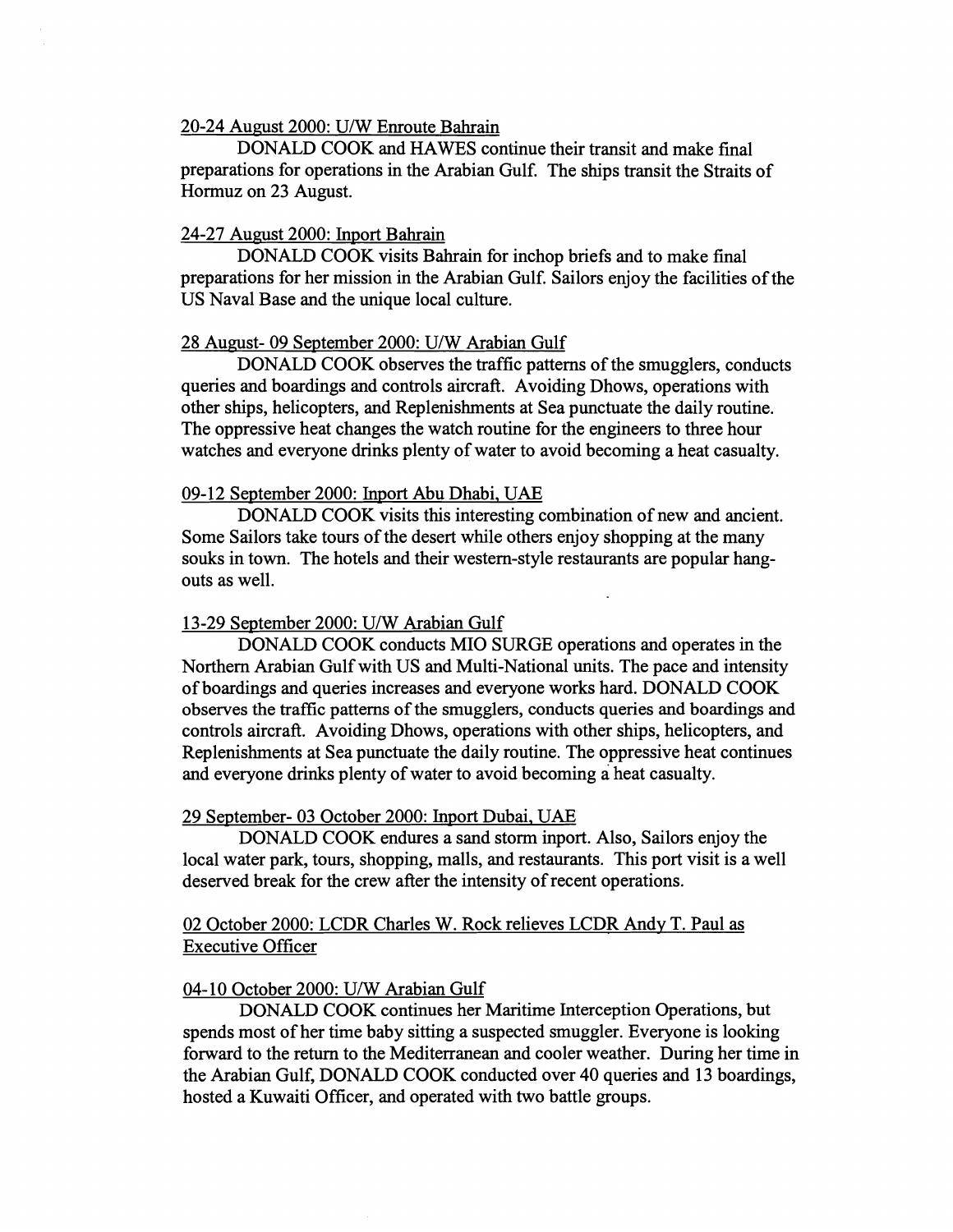<u>20-24 August 2000: U/W Enroute Bahrain</u>

DONALD COOK and HAWES continue their transit and make final preparations for operations in the Arabian Gulf. The ships transit the Straits of Hormuz on 23 August.

<u>24-27 August 2000: Inport Bahrain</u>

DONALD COOK visits Bahrain for inchop briefs and to make final preparations for her mission in the Arabian Gulf. Sailors enjoy the facilities of the US Naval Base and the unique local culture.

<u>28 August- 09 September 2000: U/W Arabian Gulf</u>

DONALD COOK observes the traffic patterns of the smugglers, conducts queries and boardings and controls aircraft. Avoiding Dhows, operations with other ships, helicopters, and Replenishments at Sea punctuate the daily routine. The oppressive heat changes the watch routine for the engineers to three hour watches and everyone drinks plenty of water to avoid becoming a heat casualty.

<u>09-12 September 2000: Inport Abu Dhabi, UAE</u>

DONALD COOK visits this interesting combination of new and ancient. Some Sailors take tours of the desert while others enjoy shopping at the many souks in town. The hotels and their western-style restaurants are popular hang-outs as well.

<u>13-29 September 2000: U/W Arabian Gulf</u>

DONALD COOK conducts MIO SURGE operations and operates in the Northern Arabian Gulf with US and Multi-National units. The pace and intensity of boardings and queries increases and everyone works hard. DONALD COOK observes the traffic patterns of the smugglers, conducts queries and boardings and controls aircraft. Avoiding Dhows, operations with other ships, helicopters, and Replenishments at Sea punctuate the daily routine. The oppressive heat continues and everyone drinks plenty of water to avoid becoming a heat casualty.

<u>29 September- 03 October 2000: Inport Dubai, UAE</u>

DONALD COOK endures a sand storm inport. Also, Sailors enjoy the local water park, tours, shopping, malls, and restaurants. This port visit is a well deserved break for the crew after the intensity of recent operations.

<u>02 October 2000: LCDR Charles W. Rock relieves LCDR Andy T. Paul as Executive Officer</u>

<u>04-10 October 2000: U/W Arabian Gulf</u>

DONALD COOK continues her Maritime Interception Operations, but spends most of her time baby sitting a suspected smuggler. Everyone is looking forward to the return to the Mediterranean and cooler weather. During her time in the Arabian Gulf, DONALD COOK conducted over 40 queries and 13 boardings, hosted a Kuwaiti Officer, and operated with two battle groups.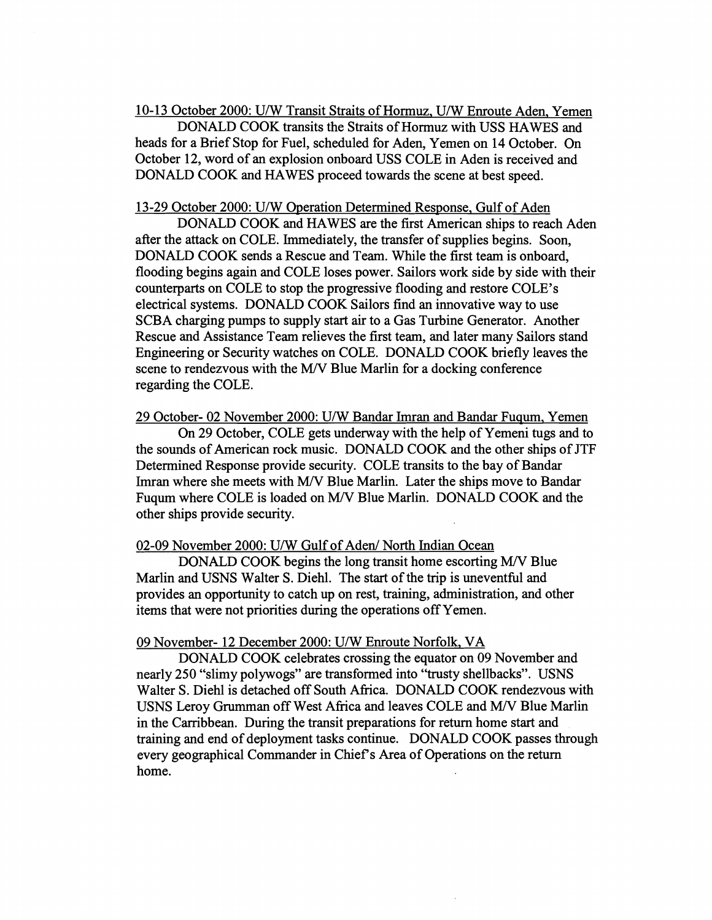<u>10-13 October 2000: U/W Transit Straits of Hormuz, U/W Enroute Aden, Yemen</u>

DONALD COOK transits the Straits of Hormuz with USS HAWES and heads for a Brief Stop for Fuel, scheduled for Aden, Yemen on 14 October. On October 12, word of an explosion onboard USS COLE in Aden is received and DONALD COOK and HAWES proceed towards the scene at best speed.

<u>13-29 October 2000: U/W Operation Determined Response, Gulf of Aden</u>

DONALD COOK and HAWES are the first American ships to reach Aden after the attack on COLE. Immediately, the transfer of supplies begins. Soon, DONALD COOK sends a Rescue and Team. While the first team is onboard, flooding begins again and COLE loses power. Sailors work side by side with their counterparts on COLE to stop the progressive flooding and restore COLE's electrical systems. DONALD COOK Sailors find an innovative way to use SCBA charging pumps to supply start air to a Gas Turbine Generator. Another Rescue and Assistance Team relieves the first team, and later many Sailors stand Engineering or Security watches on COLE. DONALD COOK briefly leaves the scene to rendezvous with the M/V Blue Marlin for a docking conference regarding the COLE.

<u>29 October- 02 November 2000: U/W Bandar Imran and Bandar Fuqum, Yemen</u>

On 29 October, COLE gets underway with the help of Yemeni tugs and to the sounds of American rock music. DONALD COOK and the other ships of JTF Determined Response provide security. COLE transits to the bay of Bandar Imran where she meets with M/V Blue Marlin. Later the ships move to Bandar Fuqum where COLE is loaded on M/V Blue Marlin. DONALD COOK and the other ships provide security.

<u>02-09 November 2000: U/W Gulf of Aden/ North Indian Ocean</u>

DONALD COOK begins the long transit home escorting M/V Blue Marlin and USNS Walter S. Diehl. The start of the trip is uneventful and provides an opportunity to catch up on rest, training, administration, and other items that were not priorities during the operations off Yemen.

<u>09 November- 12 December 2000: U/W Enroute Norfolk, VA</u>

DONALD COOK celebrates crossing the equator on 09 November and nearly 250 "slimy polywogs" are transformed into "trusty shellbacks". USNS Walter S. Diehl is detached off South Africa. DONALD COOK rendezvous with USNS Leroy Grumman off West Africa and leaves COLE and M/V Blue Marlin in the Carribbean. During the transit preparations for return home start and training and end of deployment tasks continue. DONALD COOK passes through every geographical Commander in Chief's Area of Operations on the return home.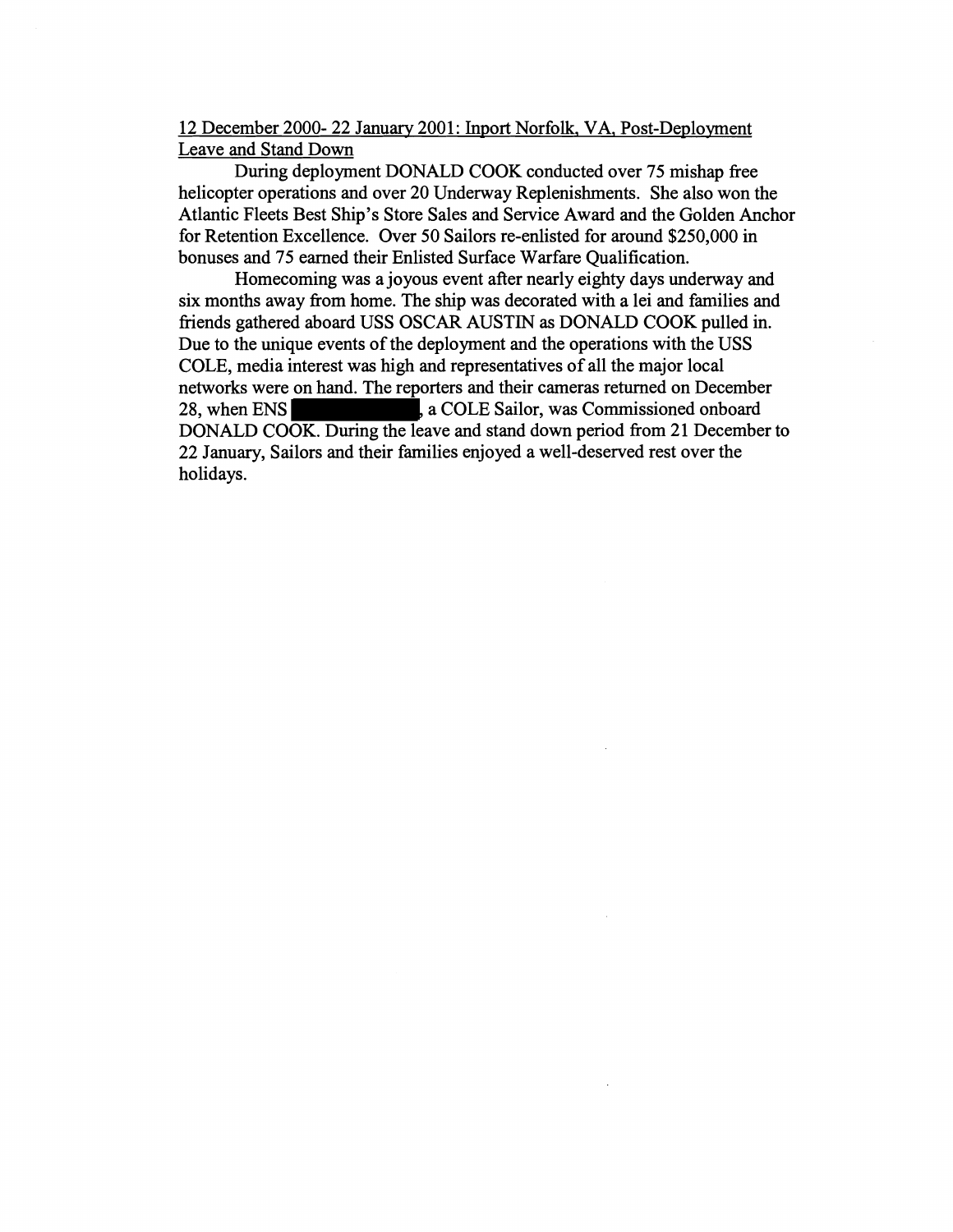12 December 2000- 22 January 2001: Inport Norfolk, VA, Post-Deployment Leave and Stand Down

During deployment DONALD COOK conducted over 75 mishap free helicopter operations and over 20 Underway Replenishments. She also won the Atlantic Fleets Best Ship's Store Sales and Service Award and the Golden Anchor for Retention Excellence. Over 50 Sailors re-enlisted for around $250,000 in bonuses and 75 earned their Enlisted Surface Warfare Qualification.

Homecoming was a joyous event after nearly eighty days underway and six months away from home. The ship was decorated with a lei and families and friends gathered aboard USS OSCAR AUSTIN as DONALD COOK pulled in. Due to the unique events of the deployment and the operations with the USS COLE, media interest was high and representatives of all the major local networks were on hand. The reporters and their cameras returned on December 28, when ENS [REDACTED], a COLE Sailor, was Commissioned onboard DONALD COOK. During the leave and stand down period from 21 December to 22 January, Sailors and their families enjoyed a well-deserved rest over the holidays.